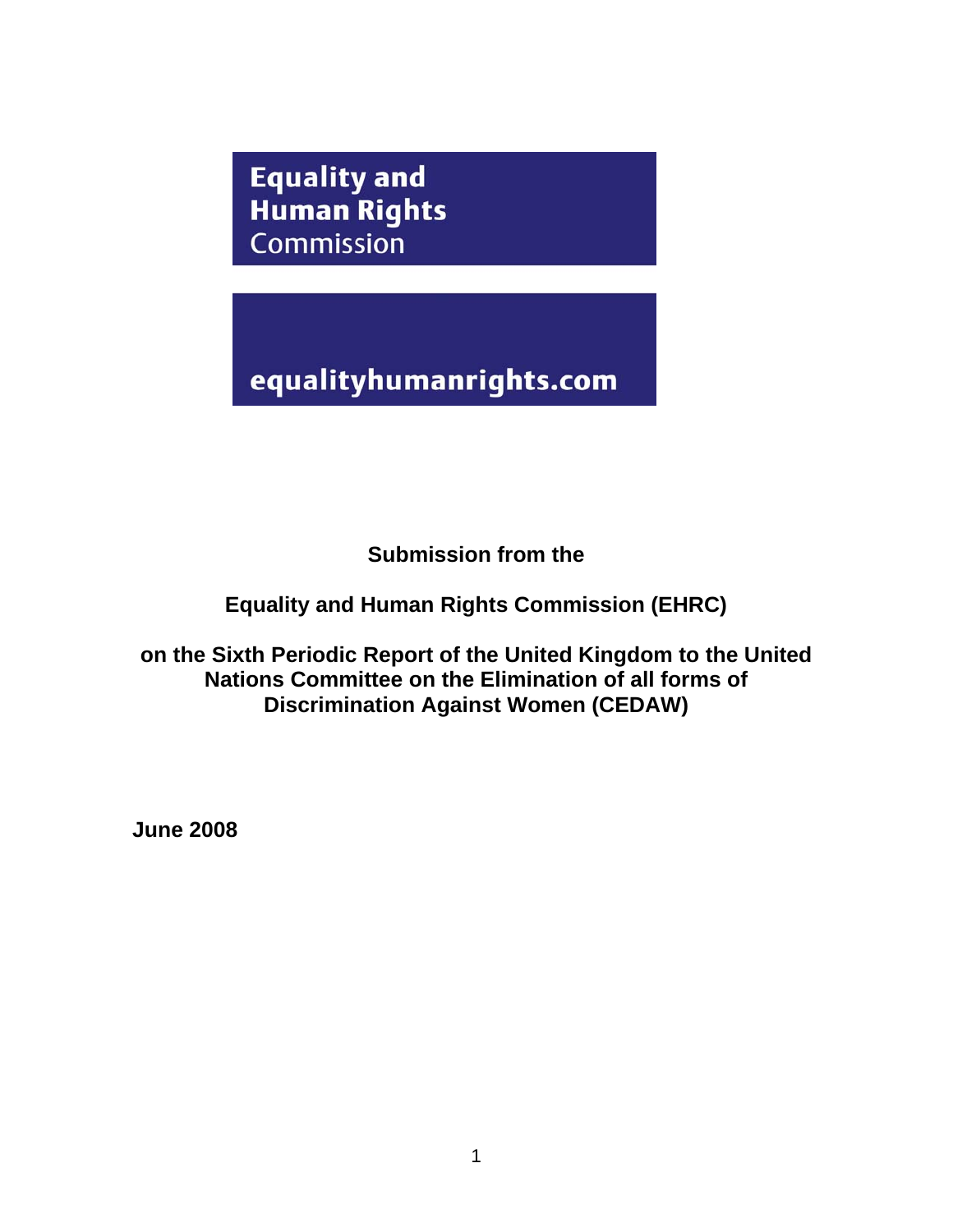Equality and Human Rights Commission

equalityhumanrights.com

**Submission from the**

**Equality and Human Rights Commission (EHRC)**

**on the Sixth Periodic Report of the United Kingdom to the United Nations Committee on the Elimination of all forms of Discrimination Against Women (CEDAW)**

**June 2008**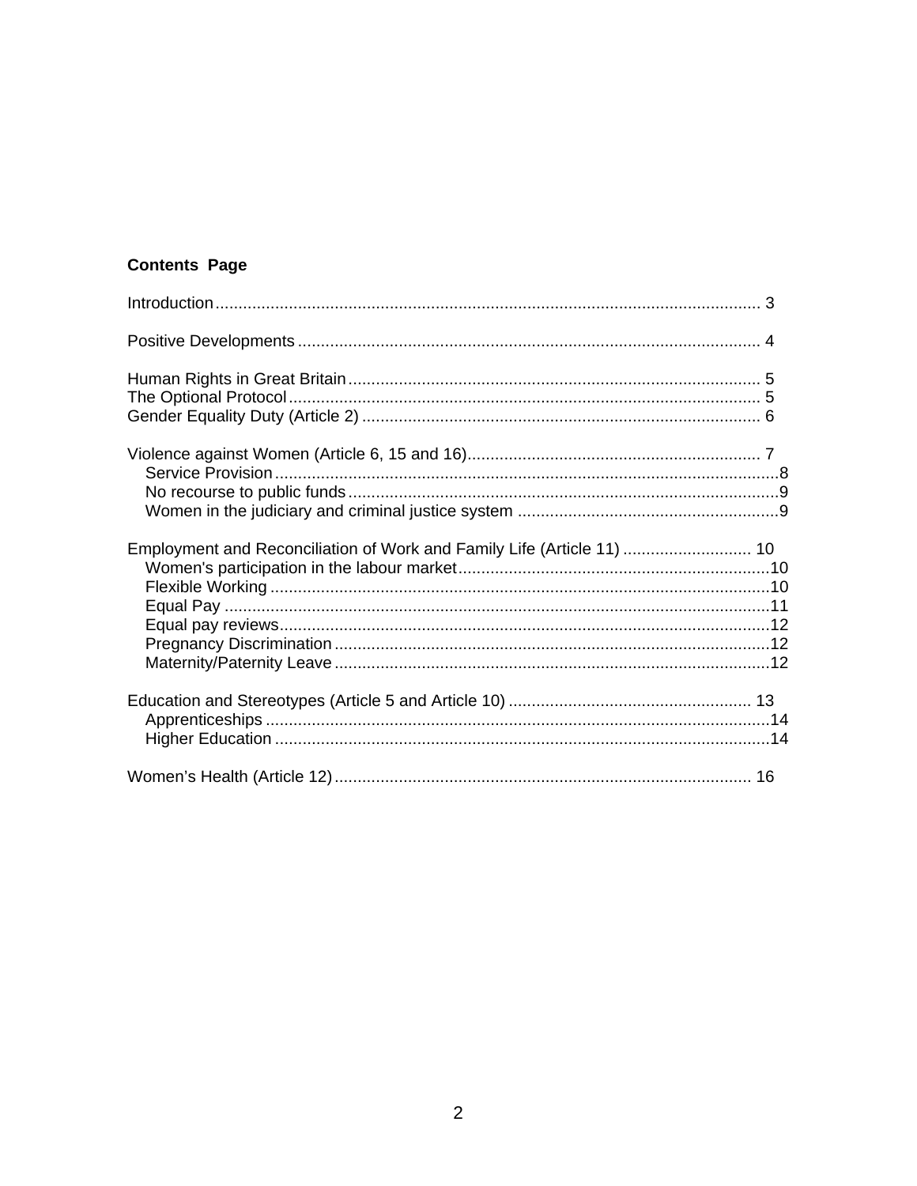**Contents Page**

Introduction .......................................................................................................... 3

Positive Developments ........................................................................................ 4

Human Rights in Great Britain ............................................................................. 5
The Optional Protocol .......................................................................................... 5
Gender Equality Duty (Article 2) .......................................................................... 6

Violence against Women (Article 6, 15 and 16) .................................................. 7
- Service Provision ............................................................................................... 8
- No recourse to public funds ............................................................................... 9
- Women in the judiciary and criminal justice system .......................................... 9

Employment and Reconciliation of Work and Family Life (Article 11) ................ 10
- Women's participation in the labour market ...................................................... 10
- Flexible Working ............................................................................................... 10
- Equal Pay ......................................................................................................... 11
- Equal pay reviews ............................................................................................. 12
- Pregnancy Discrimination ................................................................................. 12
- Maternity/Paternity Leave ................................................................................. 12

Education and Stereotypes (Article 5 and Article 10) ........................................ 13
- Apprenticeships ................................................................................................ 14
- Higher Education .............................................................................................. 14

Women's Health (Article 12) .............................................................................. 16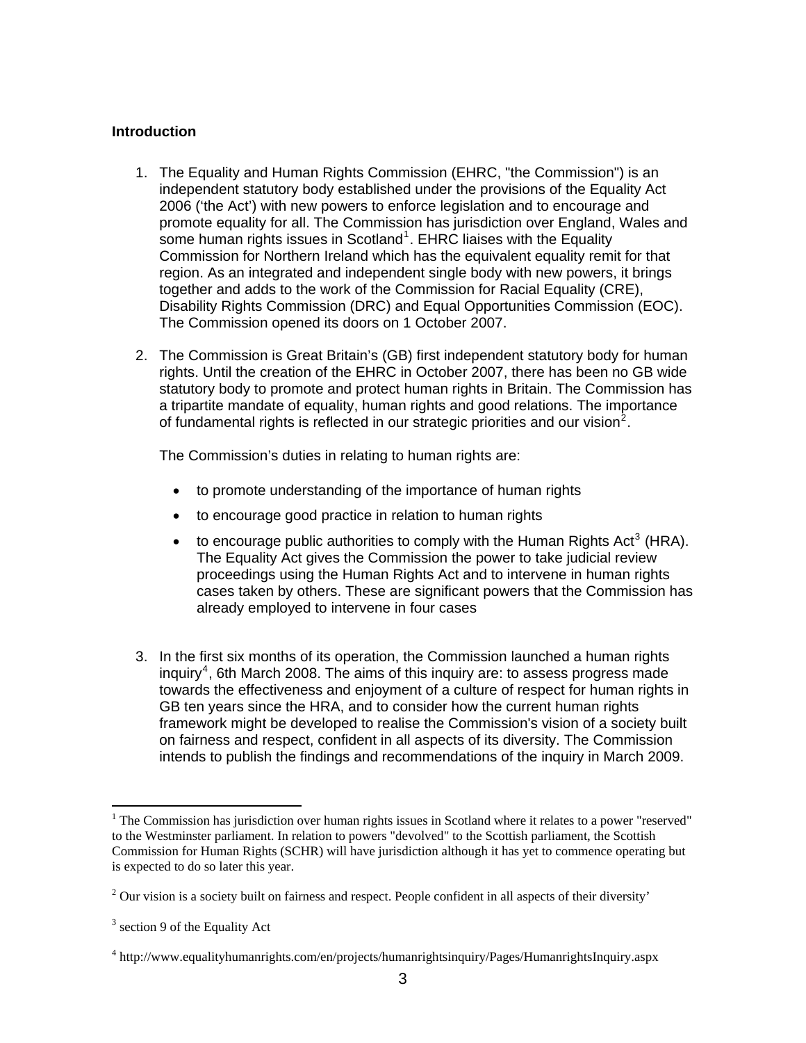## Introduction

1. The Equality and Human Rights Commission (EHRC, "the Commission") is an independent statutory body established under the provisions of the Equality Act 2006 ('the Act') with new powers to enforce legislation and to encourage and promote equality for all. The Commission has jurisdiction over England, Wales and some human rights issues in Scotland[1]. EHRC liaises with the Equality Commission for Northern Ireland which has the equivalent equality remit for that region. As an integrated and independent single body with new powers, it brings together and adds to the work of the Commission for Racial Equality (CRE), Disability Rights Commission (DRC) and Equal Opportunities Commission (EOC). The Commission opened its doors on 1 October 2007.

2. The Commission is Great Britain's (GB) first independent statutory body for human rights. Until the creation of the EHRC in October 2007, there has been no GB wide statutory body to promote and protect human rights in Britain. The Commission has a tripartite mandate of equality, human rights and good relations. The importance of fundamental rights is reflected in our strategic priorities and our vision[2].

   The Commission's duties in relating to human rights are:

   - to promote understanding of the importance of human rights
   - to encourage good practice in relation to human rights
   - to encourage public authorities to comply with the Human Rights Act[3] (HRA). The Equality Act gives the Commission the power to take judicial review proceedings using the Human Rights Act and to intervene in human rights cases taken by others. These are significant powers that the Commission has already employed to intervene in four cases

3. In the first six months of its operation, the Commission launched a human rights inquiry[4], 6th March 2008. The aims of this inquiry are: to assess progress made towards the effectiveness and enjoyment of a culture of respect for human rights in GB ten years since the HRA, and to consider how the current human rights framework might be developed to realise the Commission's vision of a society built on fairness and respect, confident in all aspects of its diversity. The Commission intends to publish the findings and recommendations of the inquiry in March 2009.

---

[1] The Commission has jurisdiction over human rights issues in Scotland where it relates to a power "reserved" to the Westminster parliament. In relation to powers "devolved" to the Scottish parliament, the Scottish Commission for Human Rights (SCHR) will have jurisdiction although it has yet to commence operating but is expected to do so later this year.

[2] Our vision is a society built on fairness and respect. People confident in all aspects of their diversity'

[3] section 9 of the Equality Act

[4] http://www.equalityhumanrights.com/en/projects/humanrightsinquiry/Pages/HumanrightsInquiry.aspx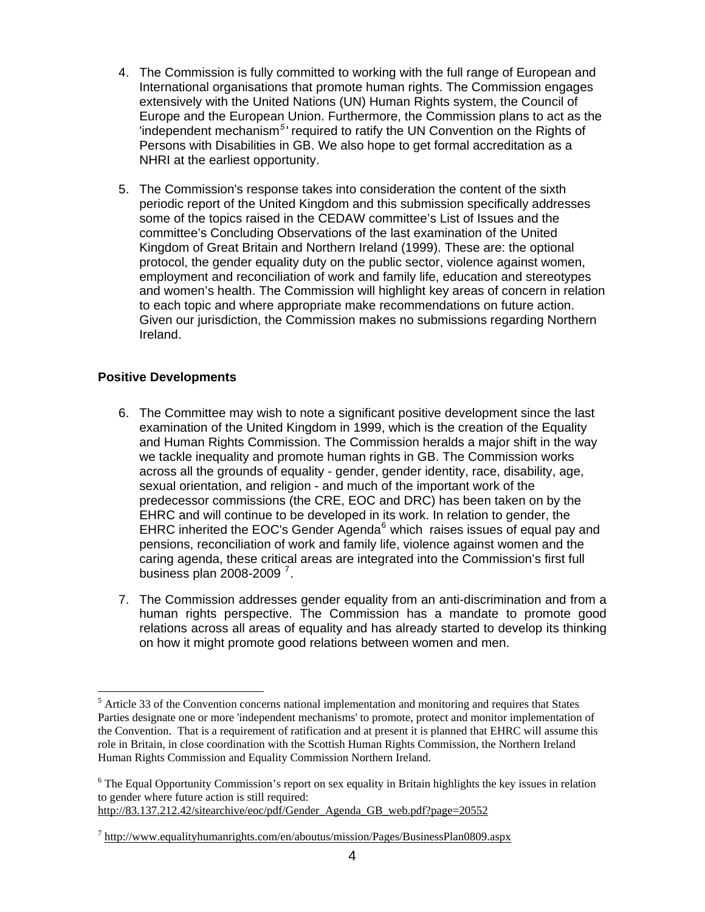4. The Commission is fully committed to working with the full range of European and International organisations that promote human rights. The Commission engages extensively with the United Nations (UN) Human Rights system, the Council of Europe and the European Union. Furthermore, the Commission plans to act as the 'independent mechanism[5]' required to ratify the UN Convention on the Rights of Persons with Disabilities in GB. We also hope to get formal accreditation as a NHRI at the earliest opportunity.

5. The Commission's response takes into consideration the content of the sixth periodic report of the United Kingdom and this submission specifically addresses some of the topics raised in the CEDAW committee's List of Issues and the committee's Concluding Observations of the last examination of the United Kingdom of Great Britain and Northern Ireland (1999). These are: the optional protocol, the gender equality duty on the public sector, violence against women, employment and reconciliation of work and family life, education and stereotypes and women's health. The Commission will highlight key areas of concern in relation to each topic and where appropriate make recommendations on future action. Given our jurisdiction, the Commission makes no submissions regarding Northern Ireland.

**Positive Developments**

6. The Committee may wish to note a significant positive development since the last examination of the United Kingdom in 1999, which is the creation of the Equality and Human Rights Commission. The Commission heralds a major shift in the way we tackle inequality and promote human rights in GB. The Commission works across all the grounds of equality - gender, gender identity, race, disability, age, sexual orientation, and religion - and much of the important work of the predecessor commissions (the CRE, EOC and DRC) has been taken on by the EHRC and will continue to be developed in its work. In relation to gender, the EHRC inherited the EOC's Gender Agenda[6] which raises issues of equal pay and pensions, reconciliation of work and family life, violence against women and the caring agenda, these critical areas are integrated into the Commission's first full business plan 2008-2009 [7].

7. The Commission addresses gender equality from an anti-discrimination and from a human rights perspective. The Commission has a mandate to promote good relations across all areas of equality and has already started to develop its thinking on how it might promote good relations between women and men.

---

[5] Article 33 of the Convention concerns national implementation and monitoring and requires that States Parties designate one or more 'independent mechanisms' to promote, protect and monitor implementation of the Convention. That is a requirement of ratification and at present it is planned that EHRC will assume this role in Britain, in close coordination with the Scottish Human Rights Commission, the Northern Ireland Human Rights Commission and Equality Commission Northern Ireland.

[6] The Equal Opportunity Commission's report on sex equality in Britain highlights the key issues in relation to gender where future action is still required: http://83.137.212.42/sitearchive/eoc/pdf/Gender_Agenda_GB_web.pdf?page=20552

[7] http://www.equalityhumanrights.com/en/aboutus/mission/Pages/BusinessPlan0809.aspx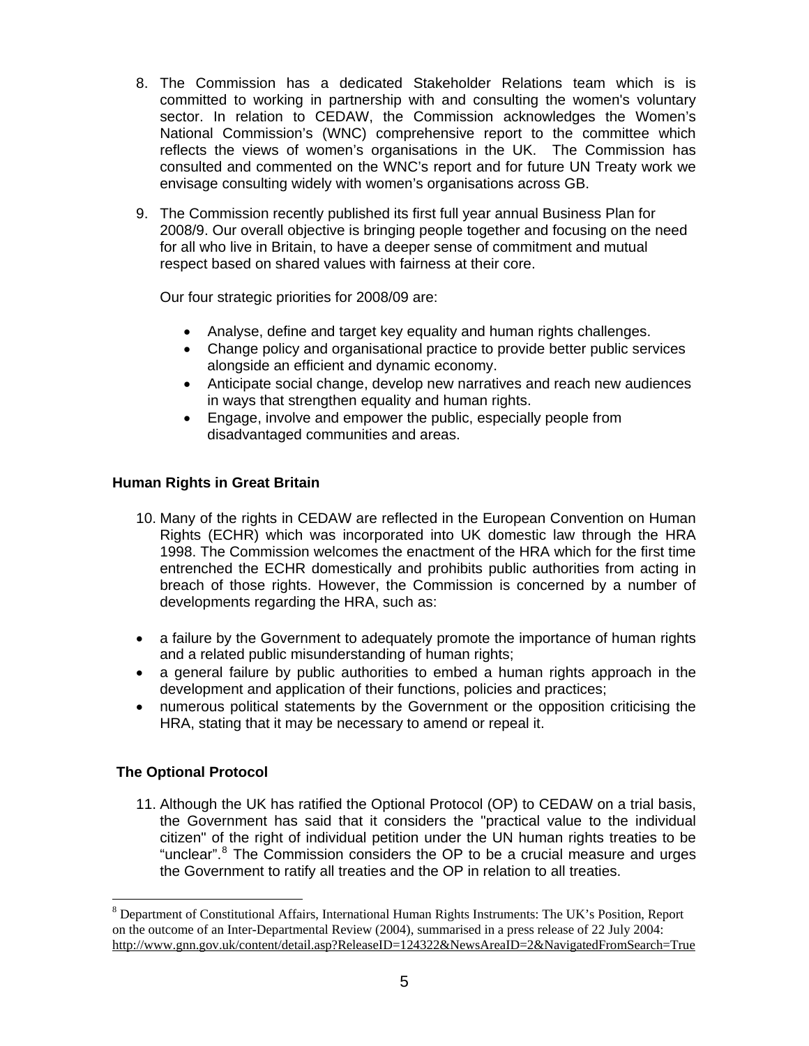8. The Commission has a dedicated Stakeholder Relations team which is is committed to working in partnership with and consulting the women's voluntary sector. In relation to CEDAW, the Commission acknowledges the Women's National Commission's (WNC) comprehensive report to the committee which reflects the views of women's organisations in the UK. The Commission has consulted and commented on the WNC's report and for future UN Treaty work we envisage consulting widely with women's organisations across GB.

9. The Commission recently published its first full year annual Business Plan for 2008/9. Our overall objective is bringing people together and focusing on the need for all who live in Britain, to have a deeper sense of commitment and mutual respect based on shared values with fairness at their core.

   Our four strategic priorities for 2008/09 are:

   - Analyse, define and target key equality and human rights challenges.
   - Change policy and organisational practice to provide better public services alongside an efficient and dynamic economy.
   - Anticipate social change, develop new narratives and reach new audiences in ways that strengthen equality and human rights.
   - Engage, involve and empower the public, especially people from disadvantaged communities and areas.

### Human Rights in Great Britain

10. Many of the rights in CEDAW are reflected in the European Convention on Human Rights (ECHR) which was incorporated into UK domestic law through the HRA 1998. The Commission welcomes the enactment of the HRA which for the first time entrenched the ECHR domestically and prohibits public authorities from acting in breach of those rights. However, the Commission is concerned by a number of developments regarding the HRA, such as:

- a failure by the Government to adequately promote the importance of human rights and a related public misunderstanding of human rights;
- a general failure by public authorities to embed a human rights approach in the development and application of their functions, policies and practices;
- numerous political statements by the Government or the opposition criticising the HRA, stating that it may be necessary to amend or repeal it.

### The Optional Protocol

11. Although the UK has ratified the Optional Protocol (OP) to CEDAW on a trial basis, the Government has said that it considers the "practical value to the individual citizen" of the right of individual petition under the UN human rights treaties to be "unclear".[8] The Commission considers the OP to be a crucial measure and urges the Government to ratify all treaties and the OP in relation to all treaties.

---

[8] Department of Constitutional Affairs, International Human Rights Instruments: The UK's Position, Report on the outcome of an Inter-Departmental Review (2004), summarised in a press release of 22 July 2004: http://www.gnn.gov.uk/content/detail.asp?ReleaseID=124322&NewsAreaID=2&NavigatedFromSearch=True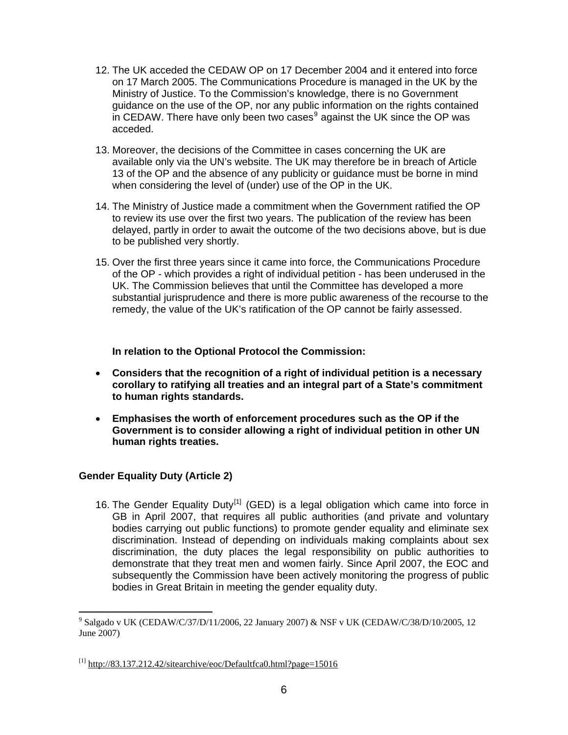12. The UK acceded the CEDAW OP on 17 December 2004 and it entered into force on 17 March 2005. The Communications Procedure is managed in the UK by the Ministry of Justice. To the Commission's knowledge, there is no Government guidance on the use of the OP, nor any public information on the rights contained in CEDAW. There have only been two cases[9] against the UK since the OP was acceded.

13. Moreover, the decisions of the Committee in cases concerning the UK are available only via the UN's website. The UK may therefore be in breach of Article 13 of the OP and the absence of any publicity or guidance must be borne in mind when considering the level of (under) use of the OP in the UK.

14. The Ministry of Justice made a commitment when the Government ratified the OP to review its use over the first two years. The publication of the review has been delayed, partly in order to await the outcome of the two decisions above, but is due to be published very shortly.

15. Over the first three years since it came into force, the Communications Procedure of the OP - which provides a right of individual petition - has been underused in the UK. The Commission believes that until the Committee has developed a more substantial jurisprudence and there is more public awareness of the recourse to the remedy, the value of the UK's ratification of the OP cannot be fairly assessed.

**In relation to the Optional Protocol the Commission:**

- **Considers that the recognition of a right of individual petition is a necessary corollary to ratifying all treaties and an integral part of a State's commitment to human rights standards.**
- **Emphasises the worth of enforcement procedures such as the OP if the Government is to consider allowing a right of individual petition in other UN human rights treaties.**

**Gender Equality Duty (Article 2)**

16. The Gender Equality Duty[1] (GED) is a legal obligation which came into force in GB in April 2007, that requires all public authorities (and private and voluntary bodies carrying out public functions) to promote gender equality and eliminate sex discrimination. Instead of depending on individuals making complaints about sex discrimination, the duty places the legal responsibility on public authorities to demonstrate that they treat men and women fairly. Since April 2007, the EOC and subsequently the Commission have been actively monitoring the progress of public bodies in Great Britain in meeting the gender equality duty.

[9] Salgado v UK (CEDAW/C/37/D/11/2006, 22 January 2007) & NSF v UK (CEDAW/C/38/D/10/2005, 12 June 2007)

[1] http://83.137.212.42/sitearchive/eoc/Defaultfca0.html?page=15016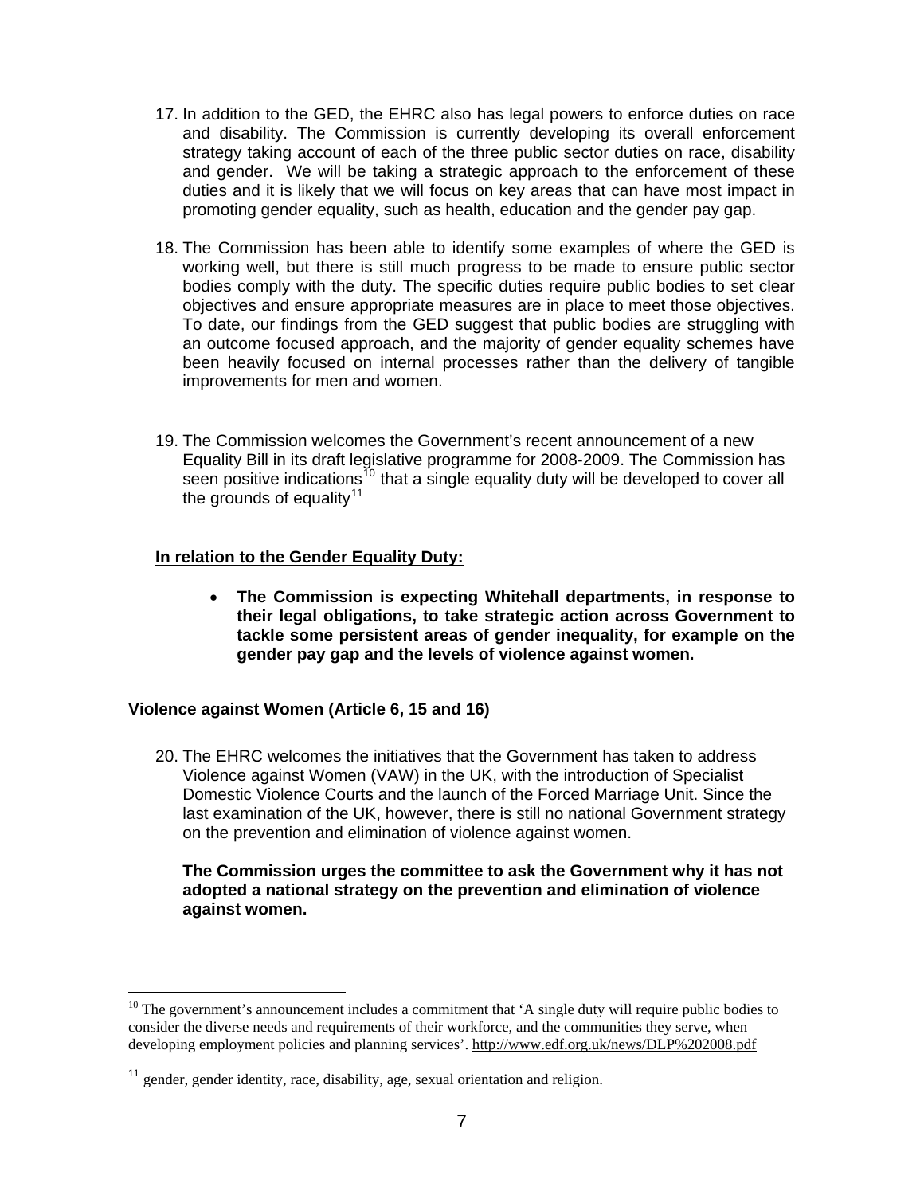17. In addition to the GED, the EHRC also has legal powers to enforce duties on race and disability. The Commission is currently developing its overall enforcement strategy taking account of each of the three public sector duties on race, disability and gender. We will be taking a strategic approach to the enforcement of these duties and it is likely that we will focus on key areas that can have most impact in promoting gender equality, such as health, education and the gender pay gap.

18. The Commission has been able to identify some examples of where the GED is working well, but there is still much progress to be made to ensure public sector bodies comply with the duty. The specific duties require public bodies to set clear objectives and ensure appropriate measures are in place to meet those objectives. To date, our findings from the GED suggest that public bodies are struggling with an outcome focused approach, and the majority of gender equality schemes have been heavily focused on internal processes rather than the delivery of tangible improvements for men and women.

19. The Commission welcomes the Government's recent announcement of a new Equality Bill in its draft legislative programme for 2008-2009. The Commission has seen positive indications[10] that a single equality duty will be developed to cover all the grounds of equality[11]

**<u>In relation to the Gender Equality Duty:</u>**

- **The Commission is expecting Whitehall departments, in response to their legal obligations, to take strategic action across Government to tackle some persistent areas of gender inequality, for example on the gender pay gap and the levels of violence against women.**

**Violence against Women (Article 6, 15 and 16)**

20. The EHRC welcomes the initiatives that the Government has taken to address Violence against Women (VAW) in the UK, with the introduction of Specialist Domestic Violence Courts and the launch of the Forced Marriage Unit. Since the last examination of the UK, however, there is still no national Government strategy on the prevention and elimination of violence against women.

    **The Commission urges the committee to ask the Government why it has not adopted a national strategy on the prevention and elimination of violence against women.**

---

[10] The government's announcement includes a commitment that 'A single duty will require public bodies to consider the diverse needs and requirements of their workforce, and the communities they serve, when developing employment policies and planning services'. http://www.edf.org.uk/news/DLP%202008.pdf

[11] gender, gender identity, race, disability, age, sexual orientation and religion.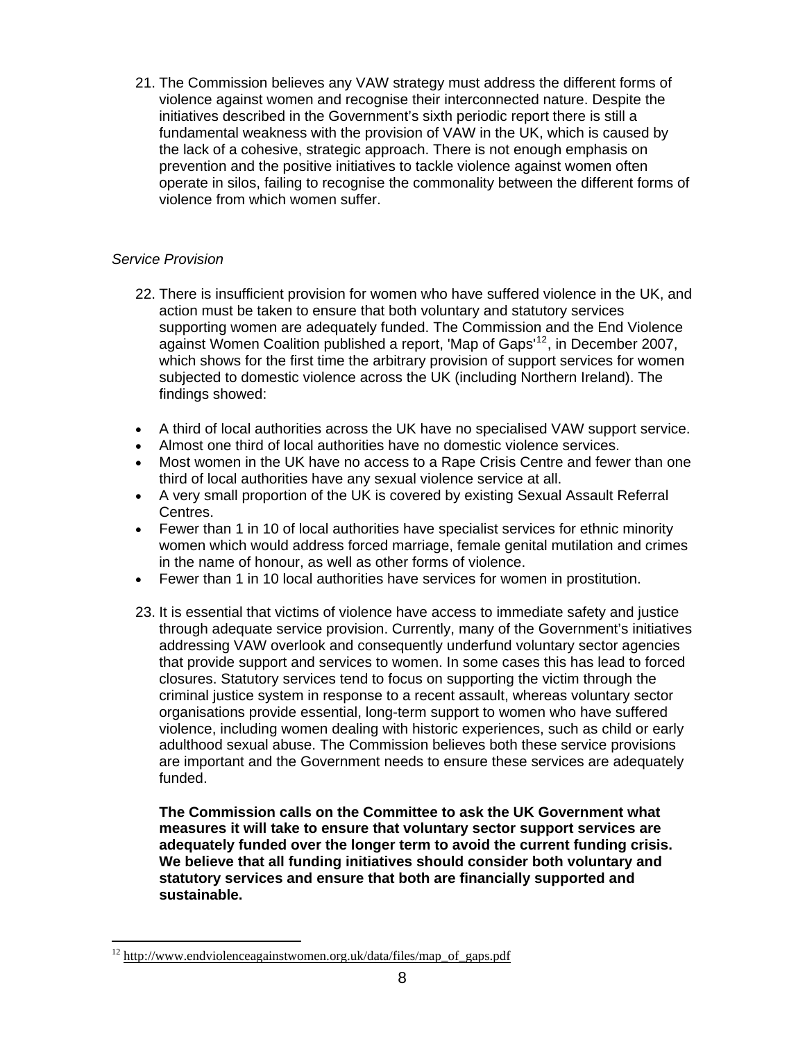21. The Commission believes any VAW strategy must address the different forms of violence against women and recognise their interconnected nature. Despite the initiatives described in the Government's sixth periodic report there is still a fundamental weakness with the provision of VAW in the UK, which is caused by the lack of a cohesive, strategic approach. There is not enough emphasis on prevention and the positive initiatives to tackle violence against women often operate in silos, failing to recognise the commonality between the different forms of violence from which women suffer.

*Service Provision*

22. There is insufficient provision for women who have suffered violence in the UK, and action must be taken to ensure that both voluntary and statutory services supporting women are adequately funded. The Commission and the End Violence against Women Coalition published a report, 'Map of Gaps'[12], in December 2007, which shows for the first time the arbitrary provision of support services for women subjected to domestic violence across the UK (including Northern Ireland). The findings showed:

- A third of local authorities across the UK have no specialised VAW support service.
- Almost one third of local authorities have no domestic violence services.
- Most women in the UK have no access to a Rape Crisis Centre and fewer than one third of local authorities have any sexual violence service at all.
- A very small proportion of the UK is covered by existing Sexual Assault Referral Centres.
- Fewer than 1 in 10 of local authorities have specialist services for ethnic minority women which would address forced marriage, female genital mutilation and crimes in the name of honour, as well as other forms of violence.
- Fewer than 1 in 10 local authorities have services for women in prostitution.

23. It is essential that victims of violence have access to immediate safety and justice through adequate service provision. Currently, many of the Government's initiatives addressing VAW overlook and consequently underfund voluntary sector agencies that provide support and services to women. In some cases this has lead to forced closures. Statutory services tend to focus on supporting the victim through the criminal justice system in response to a recent assault, whereas voluntary sector organisations provide essential, long-term support to women who have suffered violence, including women dealing with historic experiences, such as child or early adulthood sexual abuse. The Commission believes both these service provisions are important and the Government needs to ensure these services are adequately funded.

    **The Commission calls on the Committee to ask the UK Government what measures it will take to ensure that voluntary sector support services are adequately funded over the longer term to avoid the current funding crisis. We believe that all funding initiatives should consider both voluntary and statutory services and ensure that both are financially supported and sustainable.**

[12] http://www.endviolenceagainstwomen.org.uk/data/files/map_of_gaps.pdf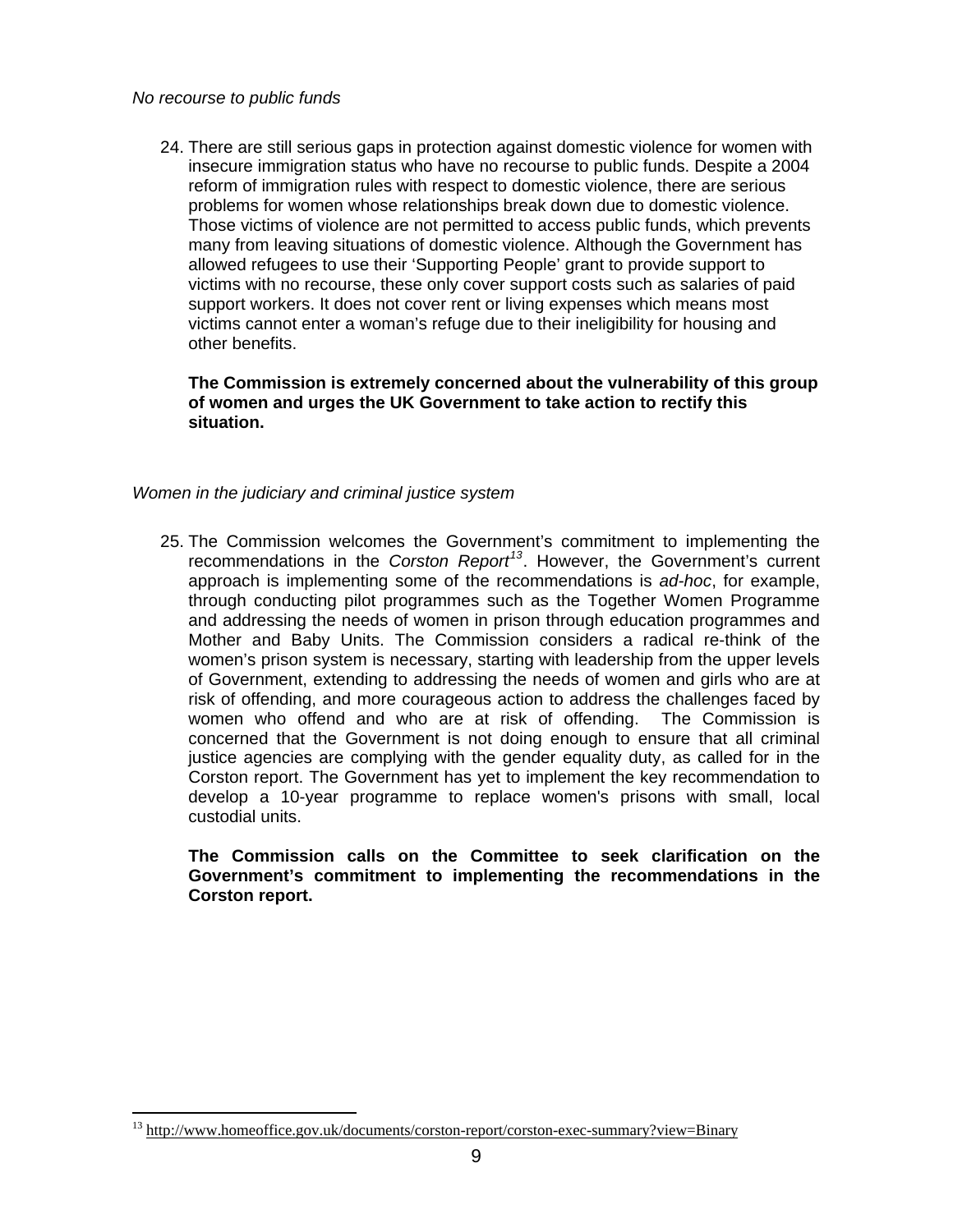*No recourse to public funds*

24. There are still serious gaps in protection against domestic violence for women with insecure immigration status who have no recourse to public funds. Despite a 2004 reform of immigration rules with respect to domestic violence, there are serious problems for women whose relationships break down due to domestic violence. Those victims of violence are not permitted to access public funds, which prevents many from leaving situations of domestic violence. Although the Government has allowed refugees to use their 'Supporting People' grant to provide support to victims with no recourse, these only cover support costs such as salaries of paid support workers. It does not cover rent or living expenses which means most victims cannot enter a woman's refuge due to their ineligibility for housing and other benefits.

    **The Commission is extremely concerned about the vulnerability of this group of women and urges the UK Government to take action to rectify this situation.**

*Women in the judiciary and criminal justice system*

25. The Commission welcomes the Government's commitment to implementing the recommendations in the *Corston Report*[13]. However, the Government's current approach is implementing some of the recommendations is *ad-hoc*, for example, through conducting pilot programmes such as the Together Women Programme and addressing the needs of women in prison through education programmes and Mother and Baby Units. The Commission considers a radical re-think of the women's prison system is necessary, starting with leadership from the upper levels of Government, extending to addressing the needs of women and girls who are at risk of offending, and more courageous action to address the challenges faced by women who offend and who are at risk of offending. The Commission is concerned that the Government is not doing enough to ensure that all criminal justice agencies are complying with the gender equality duty, as called for in the Corston report. The Government has yet to implement the key recommendation to develop a 10-year programme to replace women's prisons with small, local custodial units.

    **The Commission calls on the Committee to seek clarification on the Government's commitment to implementing the recommendations in the Corston report.**

[13] http://www.homeoffice.gov.uk/documents/corston-report/corston-exec-summary?view=Binary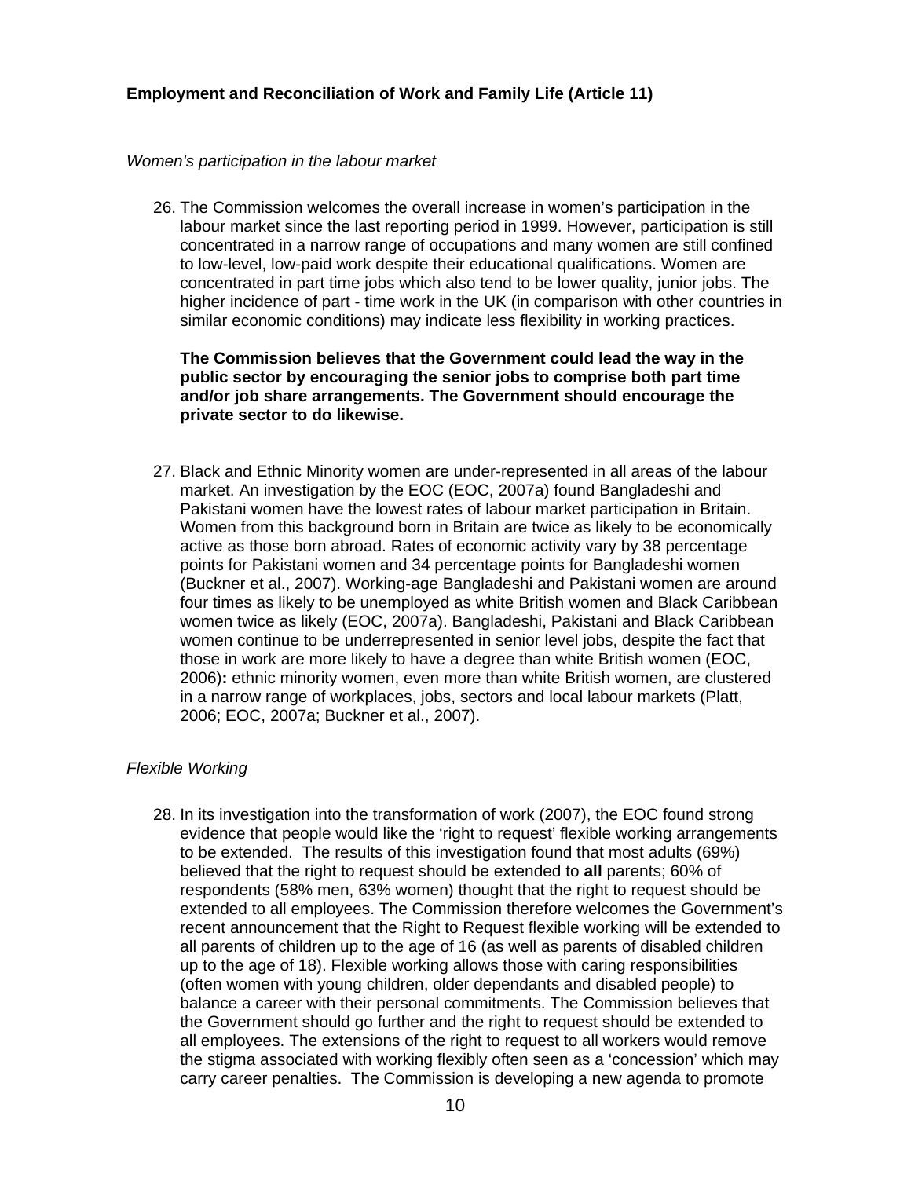**Employment and Reconciliation of Work and Family Life (Article 11)**

*Women's participation in the labour market*

26. The Commission welcomes the overall increase in women's participation in the labour market since the last reporting period in 1999. However, participation is still concentrated in a narrow range of occupations and many women are still confined to low-level, low-paid work despite their educational qualifications. Women are concentrated in part time jobs which also tend to be lower quality, junior jobs. The higher incidence of part - time work in the UK (in comparison with other countries in similar economic conditions) may indicate less flexibility in working practices.

    **The Commission believes that the Government could lead the way in the public sector by encouraging the senior jobs to comprise both part time and/or job share arrangements. The Government should encourage the private sector to do likewise.**

27. Black and Ethnic Minority women are under-represented in all areas of the labour market. An investigation by the EOC (EOC, 2007a) found Bangladeshi and Pakistani women have the lowest rates of labour market participation in Britain. Women from this background born in Britain are twice as likely to be economically active as those born abroad. Rates of economic activity vary by 38 percentage points for Pakistani women and 34 percentage points for Bangladeshi women (Buckner et al., 2007). Working-age Bangladeshi and Pakistani women are around four times as likely to be unemployed as white British women and Black Caribbean women twice as likely (EOC, 2007a). Bangladeshi, Pakistani and Black Caribbean women continue to be underrepresented in senior level jobs, despite the fact that those in work are more likely to have a degree than white British women (EOC, 2006)**:** ethnic minority women, even more than white British women, are clustered in a narrow range of workplaces, jobs, sectors and local labour markets (Platt, 2006; EOC, 2007a; Buckner et al., 2007).

*Flexible Working*

28. In its investigation into the transformation of work (2007), the EOC found strong evidence that people would like the 'right to request' flexible working arrangements to be extended. The results of this investigation found that most adults (69%) believed that the right to request should be extended to **all** parents; 60% of respondents (58% men, 63% women) thought that the right to request should be extended to all employees. The Commission therefore welcomes the Government's recent announcement that the Right to Request flexible working will be extended to all parents of children up to the age of 16 (as well as parents of disabled children up to the age of 18). Flexible working allows those with caring responsibilities (often women with young children, older dependants and disabled people) to balance a career with their personal commitments. The Commission believes that the Government should go further and the right to request should be extended to all employees. The extensions of the right to request to all workers would remove the stigma associated with working flexibly often seen as a 'concession' which may carry career penalties. The Commission is developing a new agenda to promote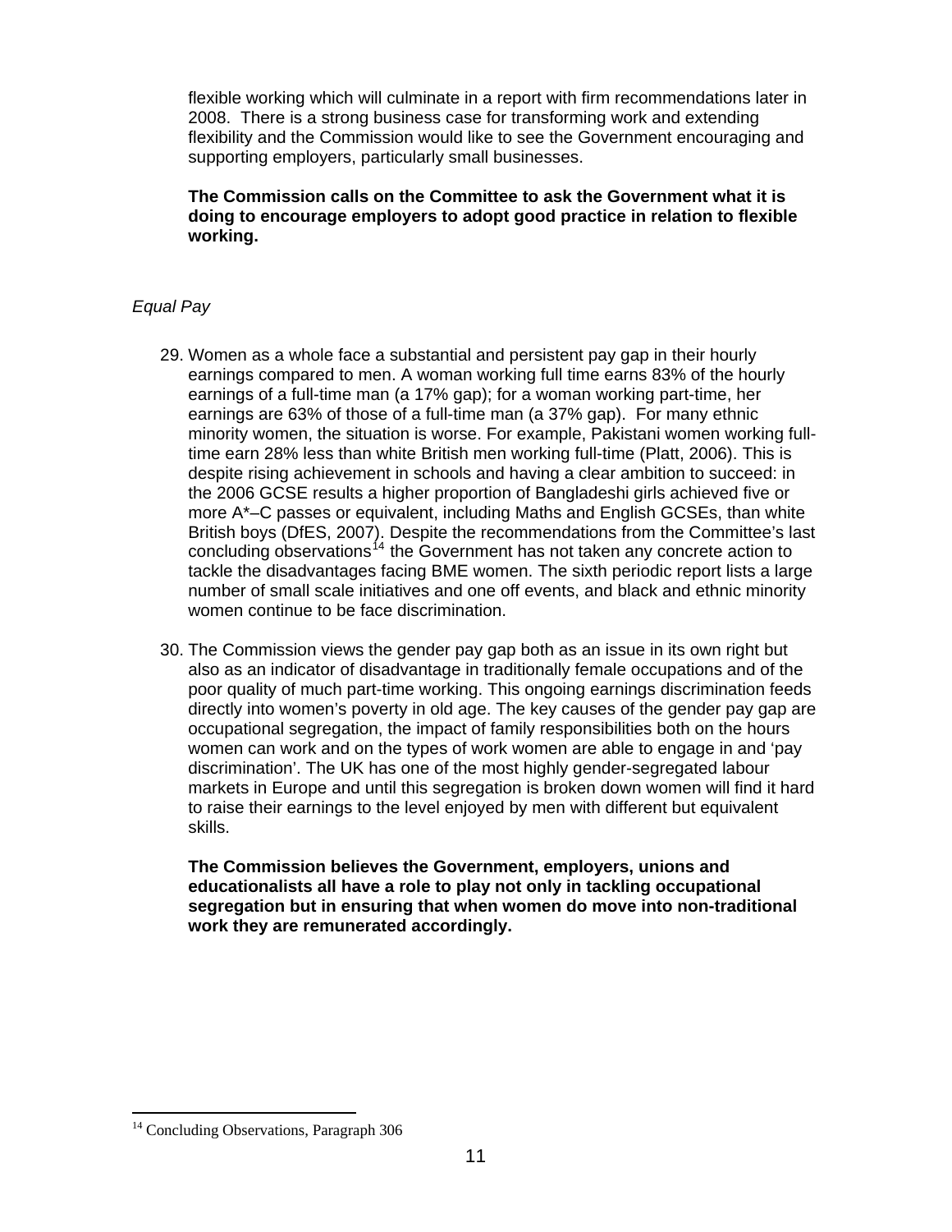flexible working which will culminate in a report with firm recommendations later in 2008. There is a strong business case for transforming work and extending flexibility and the Commission would like to see the Government encouraging and supporting employers, particularly small businesses.

**The Commission calls on the Committee to ask the Government what it is doing to encourage employers to adopt good practice in relation to flexible working.**

*Equal Pay*

29. Women as a whole face a substantial and persistent pay gap in their hourly earnings compared to men. A woman working full time earns 83% of the hourly earnings of a full-time man (a 17% gap); for a woman working part-time, her earnings are 63% of those of a full-time man (a 37% gap). For many ethnic minority women, the situation is worse. For example, Pakistani women working full-time earn 28% less than white British men working full-time (Platt, 2006). This is despite rising achievement in schools and having a clear ambition to succeed: in the 2006 GCSE results a higher proportion of Bangladeshi girls achieved five or more A*–C passes or equivalent, including Maths and English GCSEs, than white British boys (DfES, 2007). Despite the recommendations from the Committee's last concluding observations[14] the Government has not taken any concrete action to tackle the disadvantages facing BME women. The sixth periodic report lists a large number of small scale initiatives and one off events, and black and ethnic minority women continue to be face discrimination.

30. The Commission views the gender pay gap both as an issue in its own right but also as an indicator of disadvantage in traditionally female occupations and of the poor quality of much part-time working. This ongoing earnings discrimination feeds directly into women's poverty in old age. The key causes of the gender pay gap are occupational segregation, the impact of family responsibilities both on the hours women can work and on the types of work women are able to engage in and 'pay discrimination'. The UK has one of the most highly gender-segregated labour markets in Europe and until this segregation is broken down women will find it hard to raise their earnings to the level enjoyed by men with different but equivalent skills.

**The Commission believes the Government, employers, unions and educationalists all have a role to play not only in tackling occupational segregation but in ensuring that when women do move into non-traditional work they are remunerated accordingly.**

---

[14] Concluding Observations, Paragraph 306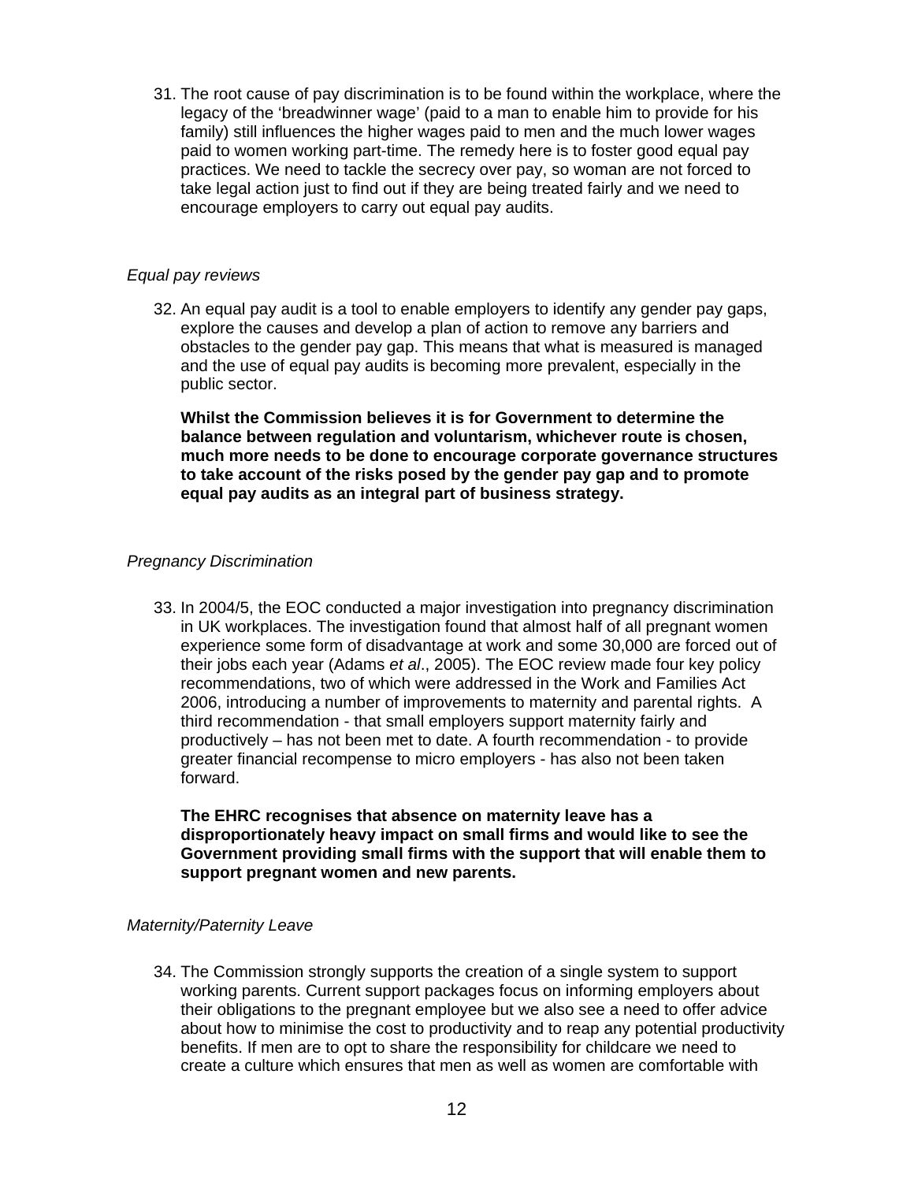31. The root cause of pay discrimination is to be found within the workplace, where the legacy of the 'breadwinner wage' (paid to a man to enable him to provide for his family) still influences the higher wages paid to men and the much lower wages paid to women working part-time. The remedy here is to foster good equal pay practices. We need to tackle the secrecy over pay, so woman are not forced to take legal action just to find out if they are being treated fairly and we need to encourage employers to carry out equal pay audits.

*Equal pay reviews*

32. An equal pay audit is a tool to enable employers to identify any gender pay gaps, explore the causes and develop a plan of action to remove any barriers and obstacles to the gender pay gap. This means that what is measured is managed and the use of equal pay audits is becoming more prevalent, especially in the public sector.

    **Whilst the Commission believes it is for Government to determine the balance between regulation and voluntarism, whichever route is chosen, much more needs to be done to encourage corporate governance structures to take account of the risks posed by the gender pay gap and to promote equal pay audits as an integral part of business strategy.**

*Pregnancy Discrimination*

33. In 2004/5, the EOC conducted a major investigation into pregnancy discrimination in UK workplaces. The investigation found that almost half of all pregnant women experience some form of disadvantage at work and some 30,000 are forced out of their jobs each year (Adams *et al*., 2005). The EOC review made four key policy recommendations, two of which were addressed in the Work and Families Act 2006, introducing a number of improvements to maternity and parental rights. A third recommendation - that small employers support maternity fairly and productively – has not been met to date. A fourth recommendation - to provide greater financial recompense to micro employers - has also not been taken forward.

    **The EHRC recognises that absence on maternity leave has a disproportionately heavy impact on small firms and would like to see the Government providing small firms with the support that will enable them to support pregnant women and new parents.**

*Maternity/Paternity Leave*

34. The Commission strongly supports the creation of a single system to support working parents. Current support packages focus on informing employers about their obligations to the pregnant employee but we also see a need to offer advice about how to minimise the cost to productivity and to reap any potential productivity benefits. If men are to opt to share the responsibility for childcare we need to create a culture which ensures that men as well as women are comfortable with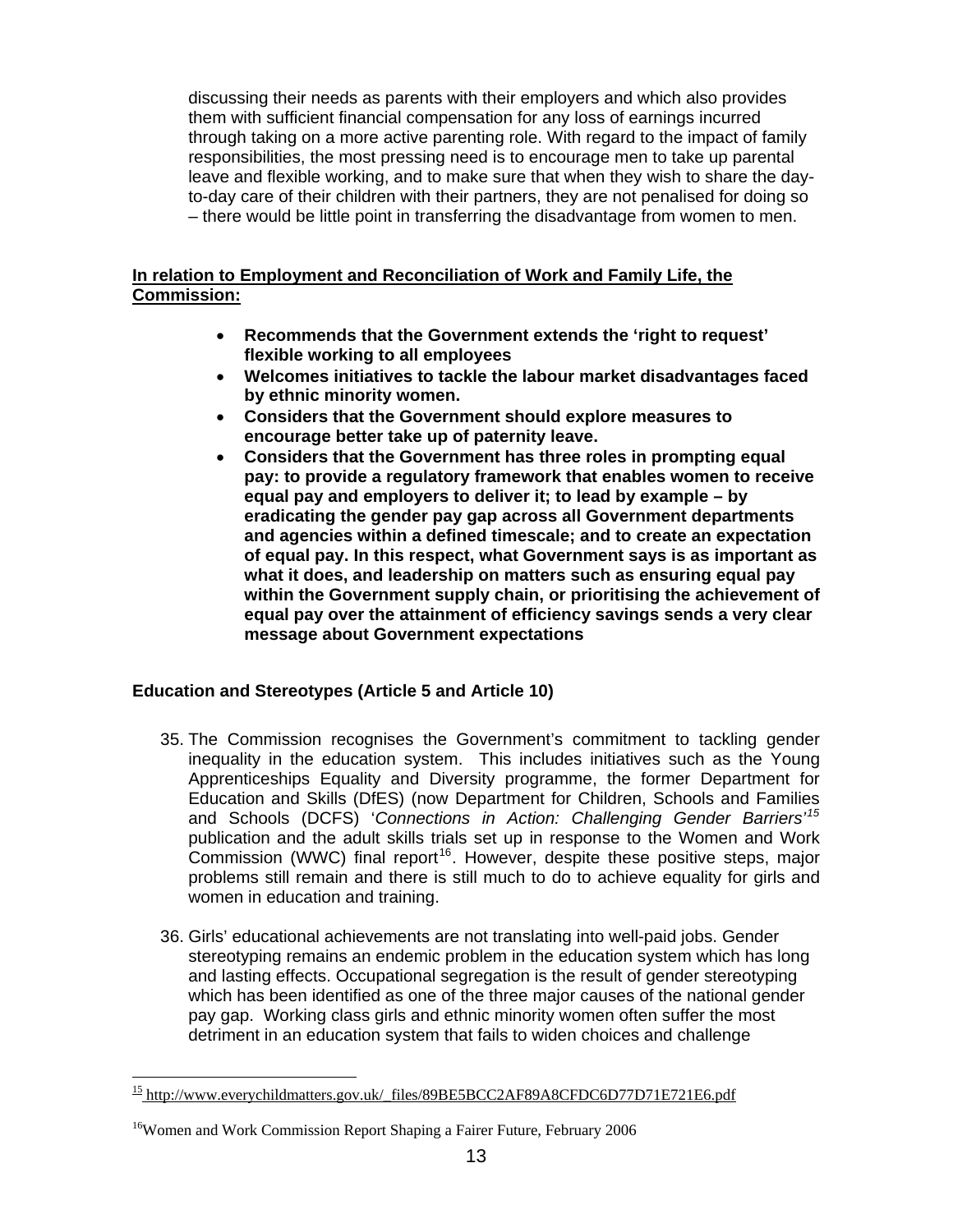discussing their needs as parents with their employers and which also provides them with sufficient financial compensation for any loss of earnings incurred through taking on a more active parenting role. With regard to the impact of family responsibilities, the most pressing need is to encourage men to take up parental leave and flexible working, and to make sure that when they wish to share the day-to-day care of their children with their partners, they are not penalised for doing so – there would be little point in transferring the disadvantage from women to men.

**In relation to Employment and Reconciliation of Work and Family Life, the Commission:**

- **Recommends that the Government extends the 'right to request' flexible working to all employees**
- **Welcomes initiatives to tackle the labour market disadvantages faced by ethnic minority women.**
- **Considers that the Government should explore measures to encourage better take up of paternity leave.**
- **Considers that the Government has three roles in prompting equal pay: to provide a regulatory framework that enables women to receive equal pay and employers to deliver it; to lead by example – by eradicating the gender pay gap across all Government departments and agencies within a defined timescale; and to create an expectation of equal pay. In this respect, what Government says is as important as what it does, and leadership on matters such as ensuring equal pay within the Government supply chain, or prioritising the achievement of equal pay over the attainment of efficiency savings sends a very clear message about Government expectations**

### Education and Stereotypes (Article 5 and Article 10)

35. The Commission recognises the Government's commitment to tackling gender inequality in the education system. This includes initiatives such as the Young Apprenticeships Equality and Diversity programme, the former Department for Education and Skills (DfES) (now Department for Children, Schools and Families and Schools (DCFS) '*Connections in Action: Challenging Gender Barriers*'[15] publication and the adult skills trials set up in response to the Women and Work Commission (WWC) final report[16]. However, despite these positive steps, major problems still remain and there is still much to do to achieve equality for girls and women in education and training.

36. Girls' educational achievements are not translating into well-paid jobs. Gender stereotyping remains an endemic problem in the education system which has long and lasting effects. Occupational segregation is the result of gender stereotyping which has been identified as one of the three major causes of the national gender pay gap. Working class girls and ethnic minority women often suffer the most detriment in an education system that fails to widen choices and challenge

---

[15] http://www.everychildmatters.gov.uk/_files/89BE5BCC2AF89A8CFDC6D77D71E721E6.pdf

[16] Women and Work Commission Report Shaping a Fairer Future, February 2006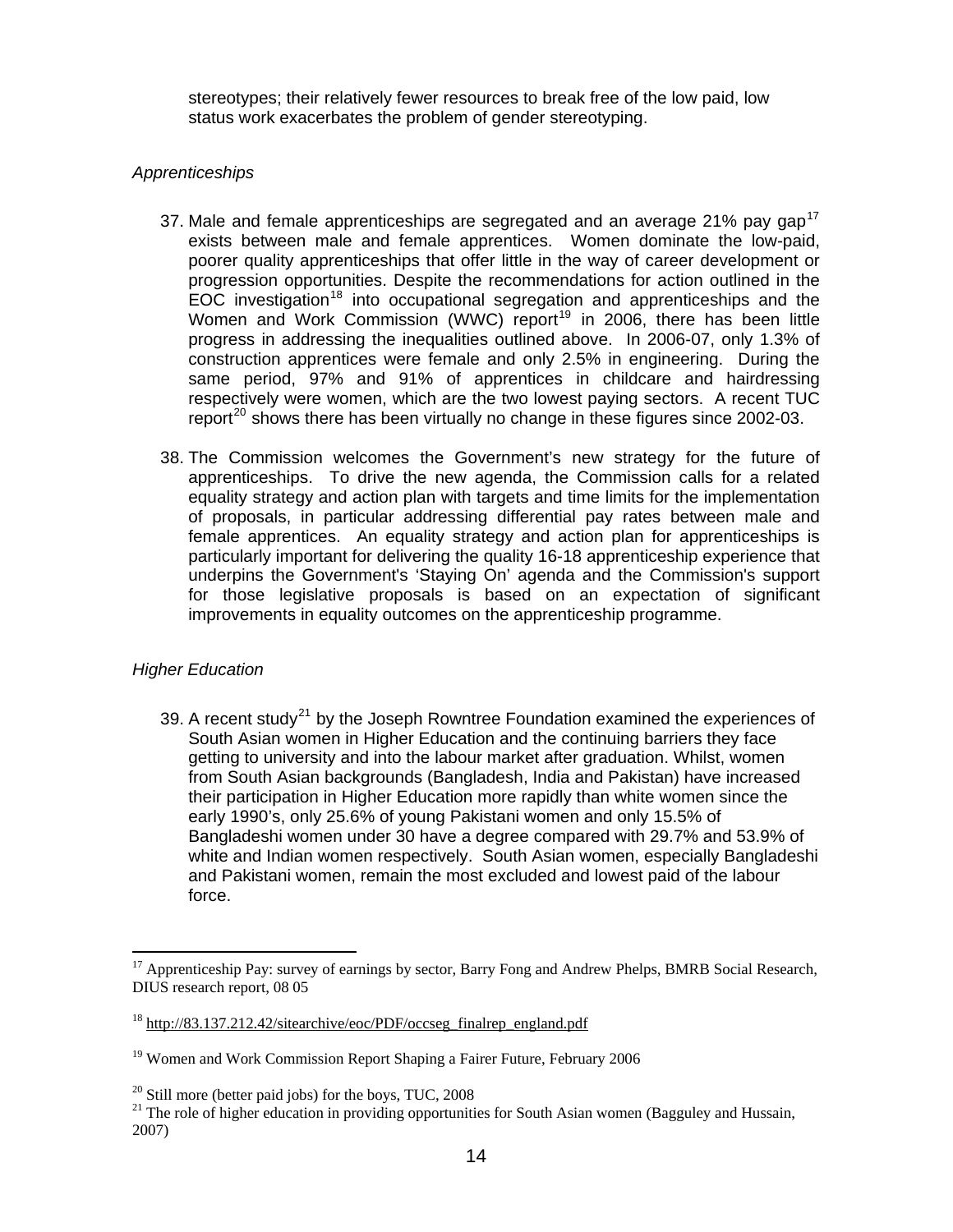stereotypes; their relatively fewer resources to break free of the low paid, low status work exacerbates the problem of gender stereotyping.

*Apprenticeships*

37. Male and female apprenticeships are segregated and an average 21% pay gap[17] exists between male and female apprentices. Women dominate the low-paid, poorer quality apprenticeships that offer little in the way of career development or progression opportunities. Despite the recommendations for action outlined in the EOC investigation[18] into occupational segregation and apprenticeships and the Women and Work Commission (WWC) report[19] in 2006, there has been little progress in addressing the inequalities outlined above. In 2006-07, only 1.3% of construction apprentices were female and only 2.5% in engineering. During the same period, 97% and 91% of apprentices in childcare and hairdressing respectively were women, which are the two lowest paying sectors. A recent TUC report[20] shows there has been virtually no change in these figures since 2002-03.

38. The Commission welcomes the Government's new strategy for the future of apprenticeships. To drive the new agenda, the Commission calls for a related equality strategy and action plan with targets and time limits for the implementation of proposals, in particular addressing differential pay rates between male and female apprentices. An equality strategy and action plan for apprenticeships is particularly important for delivering the quality 16-18 apprenticeship experience that underpins the Government's 'Staying On' agenda and the Commission's support for those legislative proposals is based on an expectation of significant improvements in equality outcomes on the apprenticeship programme.

*Higher Education*

39. A recent study[21] by the Joseph Rowntree Foundation examined the experiences of South Asian women in Higher Education and the continuing barriers they face getting to university and into the labour market after graduation. Whilst, women from South Asian backgrounds (Bangladesh, India and Pakistan) have increased their participation in Higher Education more rapidly than white women since the early 1990's, only 25.6% of young Pakistani women and only 15.5% of Bangladeshi women under 30 have a degree compared with 29.7% and 53.9% of white and Indian women respectively. South Asian women, especially Bangladeshi and Pakistani women, remain the most excluded and lowest paid of the labour force.

---

[17] Apprenticeship Pay: survey of earnings by sector, Barry Fong and Andrew Phelps, BMRB Social Research, DIUS research report, 08 05

[18] http://83.137.212.42/sitearchive/eoc/PDF/occseg_finalrep_england.pdf

[19] Women and Work Commission Report Shaping a Fairer Future, February 2006

[20] Still more (better paid jobs) for the boys, TUC, 2008

[21] The role of higher education in providing opportunities for South Asian women (Bagguley and Hussain, 2007)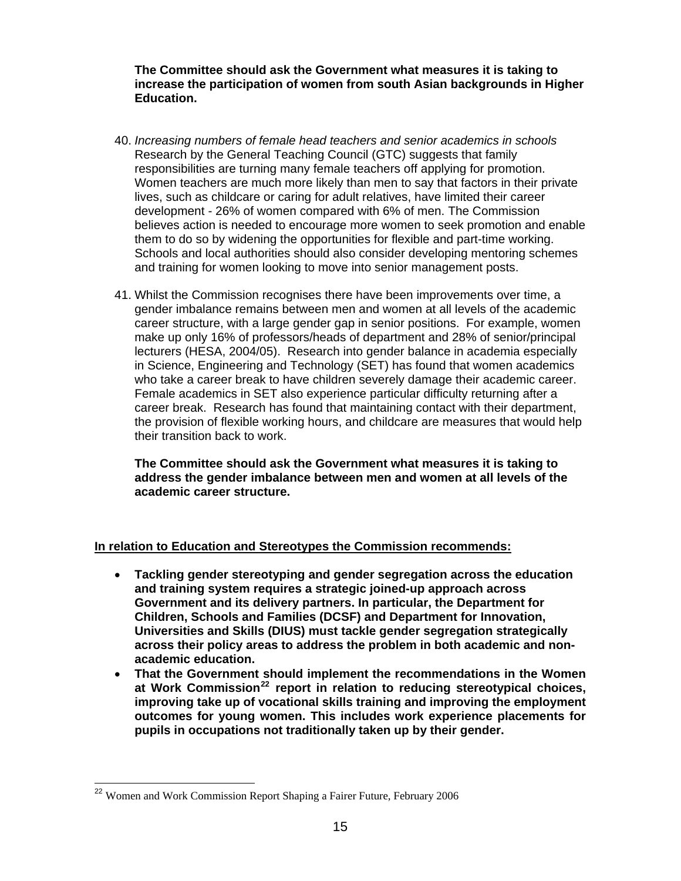**The Committee should ask the Government what measures it is taking to increase the participation of women from south Asian backgrounds in Higher Education.**

40. *Increasing numbers of female head teachers and senior academics in schools* Research by the General Teaching Council (GTC) suggests that family responsibilities are turning many female teachers off applying for promotion. Women teachers are much more likely than men to say that factors in their private lives, such as childcare or caring for adult relatives, have limited their career development - 26% of women compared with 6% of men. The Commission believes action is needed to encourage more women to seek promotion and enable them to do so by widening the opportunities for flexible and part-time working. Schools and local authorities should also consider developing mentoring schemes and training for women looking to move into senior management posts.

41. Whilst the Commission recognises there have been improvements over time, a gender imbalance remains between men and women at all levels of the academic career structure, with a large gender gap in senior positions. For example, women make up only 16% of professors/heads of department and 28% of senior/principal lecturers (HESA, 2004/05). Research into gender balance in academia especially in Science, Engineering and Technology (SET) has found that women academics who take a career break to have children severely damage their academic career. Female academics in SET also experience particular difficulty returning after a career break. Research has found that maintaining contact with their department, the provision of flexible working hours, and childcare are measures that would help their transition back to work.

**The Committee should ask the Government what measures it is taking to address the gender imbalance between men and women at all levels of the academic career structure.**

**<u>In relation to Education and Stereotypes the Commission recommends:</u>**

- **Tackling gender stereotyping and gender segregation across the education and training system requires a strategic joined-up approach across Government and its delivery partners. In particular, the Department for Children, Schools and Families (DCSF) and Department for Innovation, Universities and Skills (DIUS) must tackle gender segregation strategically across their policy areas to address the problem in both academic and non-academic education.**
- **That the Government should implement the recommendations in the Women at Work Commission[22] report in relation to reducing stereotypical choices, improving take up of vocational skills training and improving the employment outcomes for young women. This includes work experience placements for pupils in occupations not traditionally taken up by their gender.**

[22] Women and Work Commission Report Shaping a Fairer Future, February 2006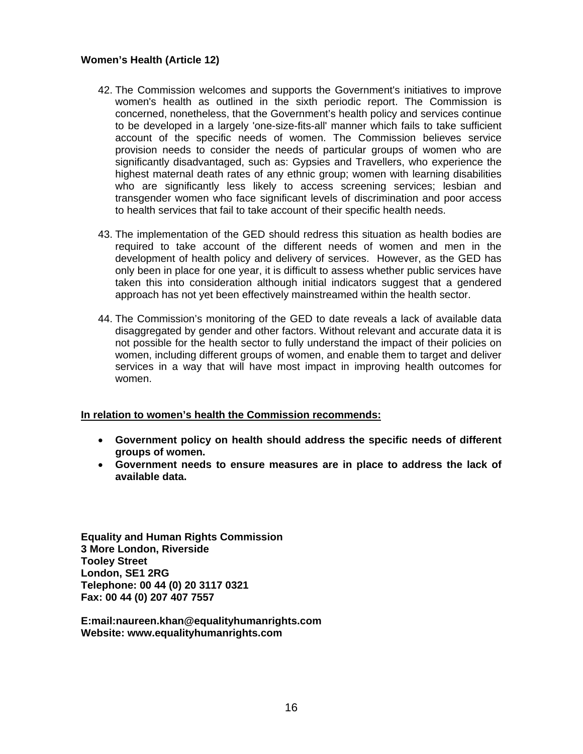**Women's Health (Article 12)**

42. The Commission welcomes and supports the Government's initiatives to improve women's health as outlined in the sixth periodic report. The Commission is concerned, nonetheless, that the Government's health policy and services continue to be developed in a largely 'one-size-fits-all' manner which fails to take sufficient account of the specific needs of women. The Commission believes service provision needs to consider the needs of particular groups of women who are significantly disadvantaged, such as: Gypsies and Travellers, who experience the highest maternal death rates of any ethnic group; women with learning disabilities who are significantly less likely to access screening services; lesbian and transgender women who face significant levels of discrimination and poor access to health services that fail to take account of their specific health needs.

43. The implementation of the GED should redress this situation as health bodies are required to take account of the different needs of women and men in the development of health policy and delivery of services. However, as the GED has only been in place for one year, it is difficult to assess whether public services have taken this into consideration although initial indicators suggest that a gendered approach has not yet been effectively mainstreamed within the health sector.

44. The Commission's monitoring of the GED to date reveals a lack of available data disaggregated by gender and other factors. Without relevant and accurate data it is not possible for the health sector to fully understand the impact of their policies on women, including different groups of women, and enable them to target and deliver services in a way that will have most impact in improving health outcomes for women.

**In relation to women's health the Commission recommends:**

- **Government policy on health should address the specific needs of different groups of women.**
- **Government needs to ensure measures are in place to address the lack of available data.**

**Equality and Human Rights Commission**
**3 More London, Riverside**
**Tooley Street**
**London, SE1 2RG**
**Telephone: 00 44 (0) 20 3117 0321**
**Fax: 00 44 (0) 207 407 7557**

**E:mail:naureen.khan@equalityhumanrights.com**
**Website: www.equalityhumanrights.com**